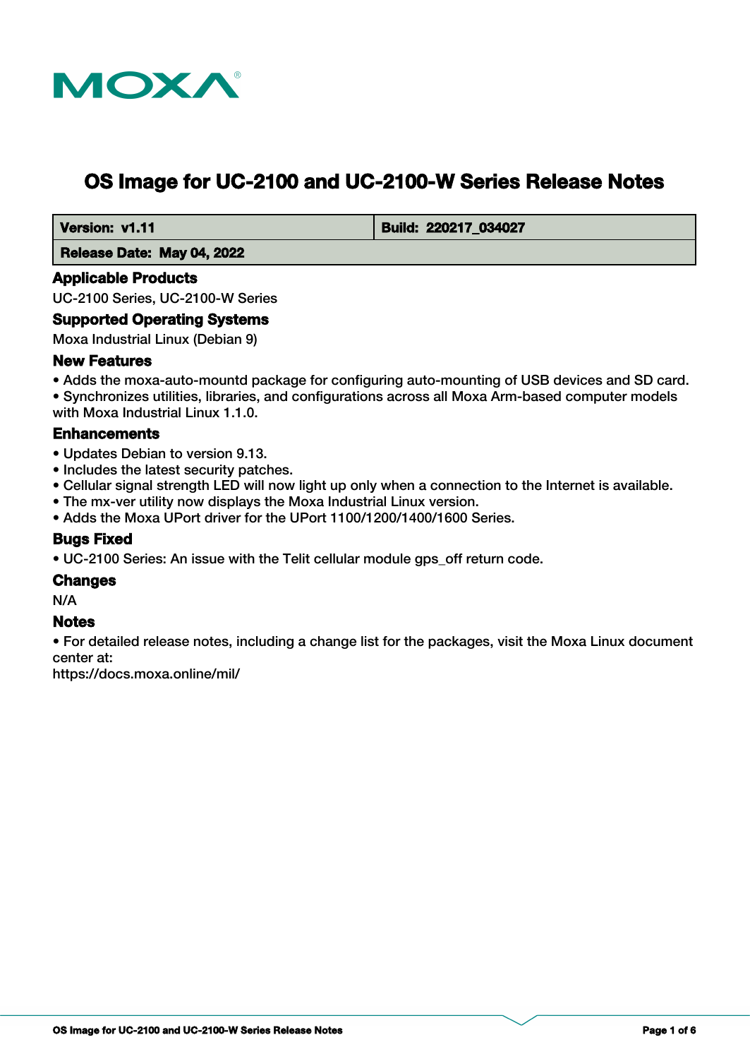MOXA®

# OS Image for UC-2100 and UC-2100-W Series Release Notes

| Version: v1.11 | Build: 220217_034027 |
| --- | --- |
| Release Date: May 04, 2022 | |

### Applicable Products

UC-2100 Series, UC-2100-W Series

### Supported Operating Systems

Moxa Industrial Linux (Debian 9)

### New Features

- Adds the moxa-auto-mountd package for configuring auto-mounting of USB devices and SD card.
- Synchronizes utilities, libraries, and configurations across all Moxa Arm-based computer models with Moxa Industrial Linux 1.1.0.

### Enhancements

- Updates Debian to version 9.13.
- Includes the latest security patches.
- Cellular signal strength LED will now light up only when a connection to the Internet is available.
- The mx-ver utility now displays the Moxa Industrial Linux version.
- Adds the Moxa UPort driver for the UPort 1100/1200/1400/1600 Series.

### Bugs Fixed

- UC-2100 Series: An issue with the Telit cellular module gps_off return code.

### Changes

N/A

### Notes

- For detailed release notes, including a change list for the packages, visit the Moxa Linux document center at:
https://docs.moxa.online/mil/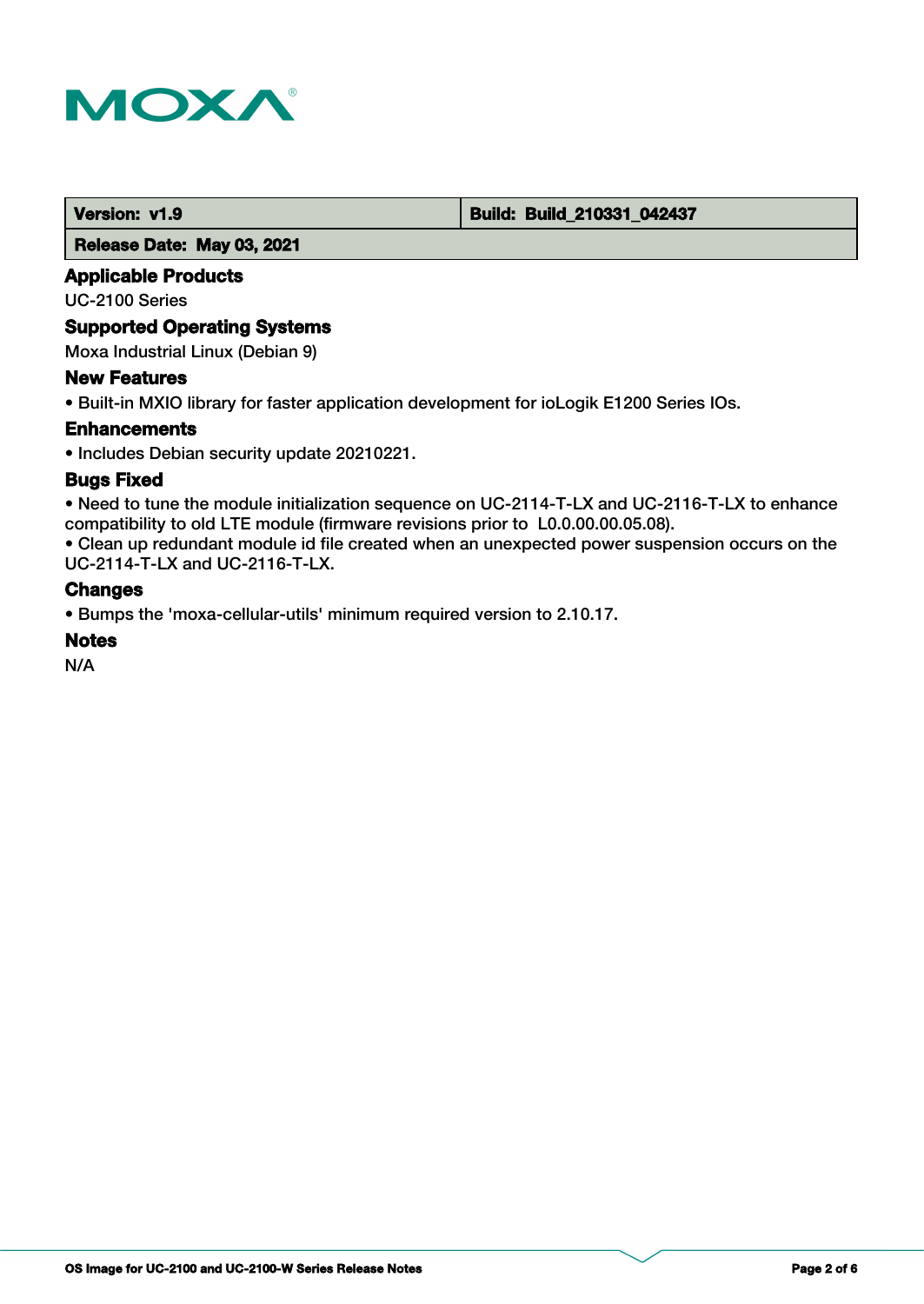| Version: v1.9 | Build: Build_210331_042437 |
| --- | --- |
| Release Date: May 03, 2021 | |

### Applicable Products

UC-2100 Series

### Supported Operating Systems

Moxa Industrial Linux (Debian 9)

### New Features

- Built-in MXIO library for faster application development for ioLogik E1200 Series IOs.

### Enhancements

- Includes Debian security update 20210221.

### Bugs Fixed

- Need to tune the module initialization sequence on UC-2114-T-LX and UC-2116-T-LX to enhance compatibility to old LTE module (firmware revisions prior to L0.0.00.00.05.08).
- Clean up redundant module id file created when an unexpected power suspension occurs on the UC-2114-T-LX and UC-2116-T-LX.

### Changes

- Bumps the 'moxa-cellular-utils' minimum required version to 2.10.17.

### Notes

N/A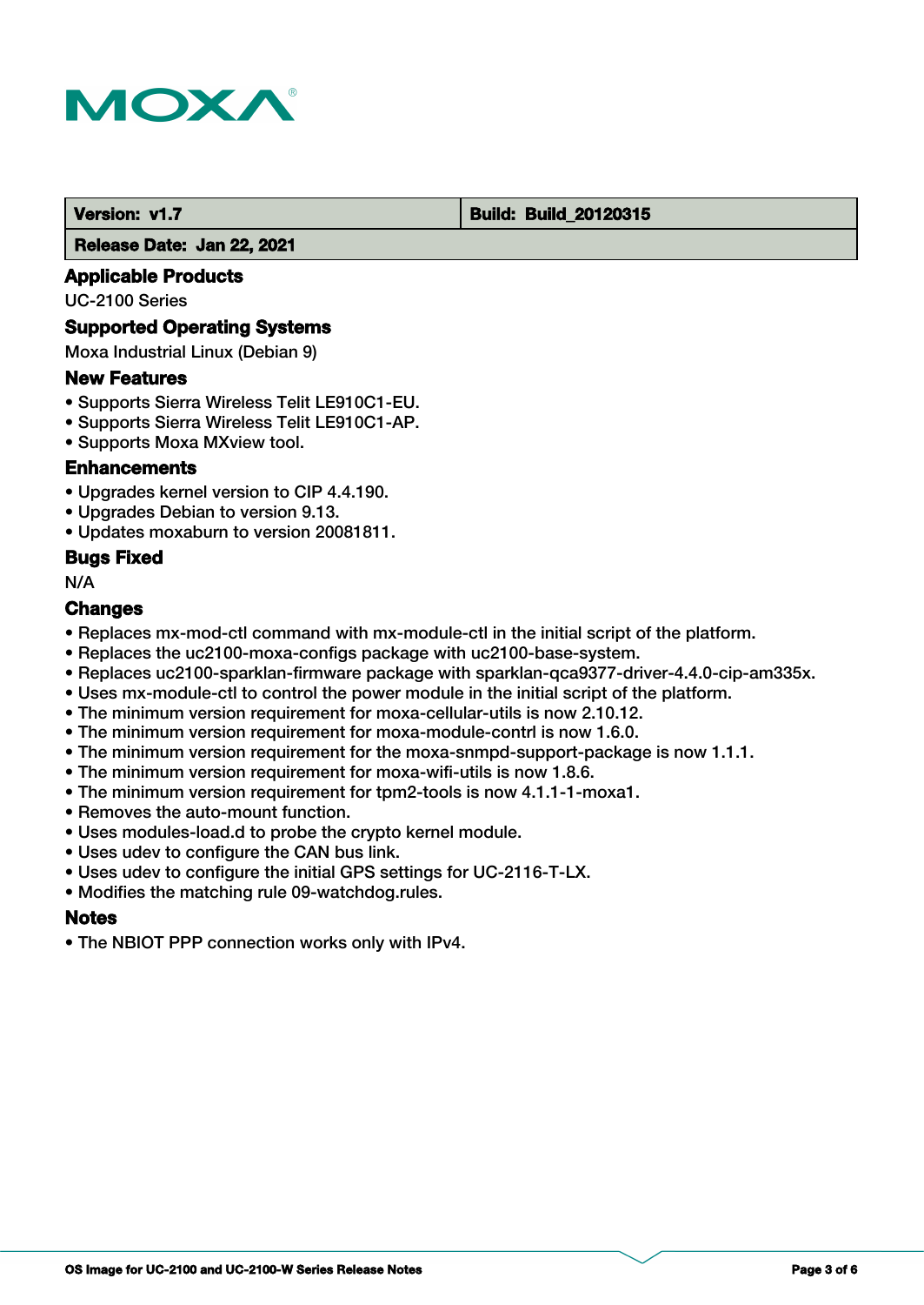| Version: v1.7 | Build: Build_20120315 |
| --- | --- |
| Release Date: Jan 22, 2021 | |

## Applicable Products

UC-2100 Series

## Supported Operating Systems

Moxa Industrial Linux (Debian 9)

## New Features

- Supports Sierra Wireless Telit LE910C1-EU.
- Supports Sierra Wireless Telit LE910C1-AP.
- Supports Moxa MXview tool.

## Enhancements

- Upgrades kernel version to CIP 4.4.190.
- Upgrades Debian to version 9.13.
- Updates moxaburn to version 20081811.

## Bugs Fixed

N/A

## Changes

- Replaces mx-mod-ctl command with mx-module-ctl in the initial script of the platform.
- Replaces the uc2100-moxa-configs package with uc2100-base-system.
- Replaces uc2100-sparklan-firmware package with sparklan-qca9377-driver-4.4.0-cip-am335x.
- Uses mx-module-ctl to control the power module in the initial script of the platform.
- The minimum version requirement for moxa-cellular-utils is now 2.10.12.
- The minimum version requirement for moxa-module-contrl is now 1.6.0.
- The minimum version requirement for the moxa-snmpd-support-package is now 1.1.1.
- The minimum version requirement for moxa-wifi-utils is now 1.8.6.
- The minimum version requirement for tpm2-tools is now 4.1.1-1-moxa1.
- Removes the auto-mount function.
- Uses modules-load.d to probe the crypto kernel module.
- Uses udev to configure the CAN bus link.
- Uses udev to configure the initial GPS settings for UC-2116-T-LX.
- Modifies the matching rule 09-watchdog.rules.

## Notes

- The NBIOT PPP connection works only with IPv4.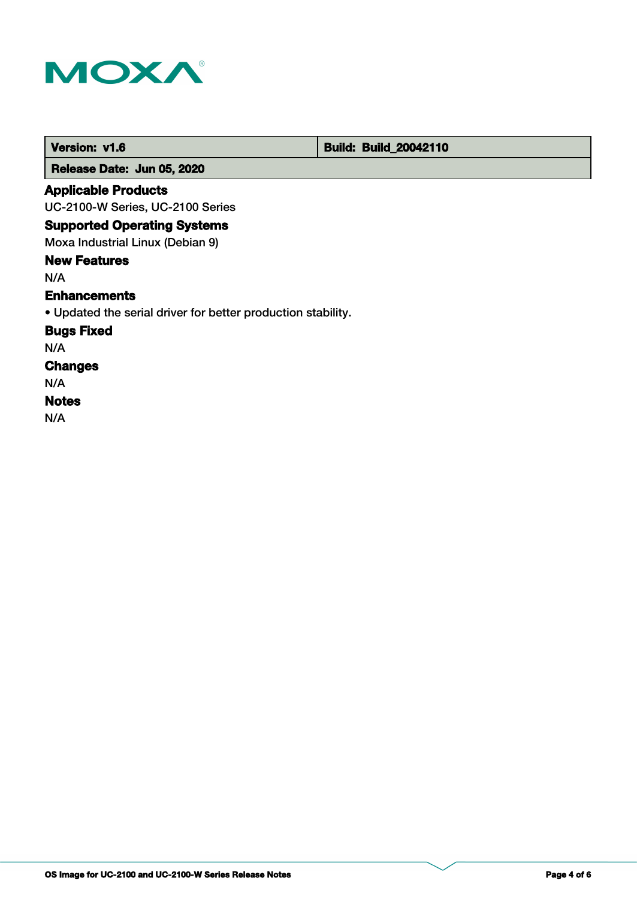| Version: v1.6 | Build: Build_20042110 |
| --- | --- |
| Release Date: Jun 05, 2020 | |

## Applicable Products

UC-2100-W Series, UC-2100 Series

## Supported Operating Systems

Moxa Industrial Linux (Debian 9)

## New Features

N/A

## Enhancements

- Updated the serial driver for better production stability.

## Bugs Fixed

N/A

## Changes

N/A

## Notes

N/A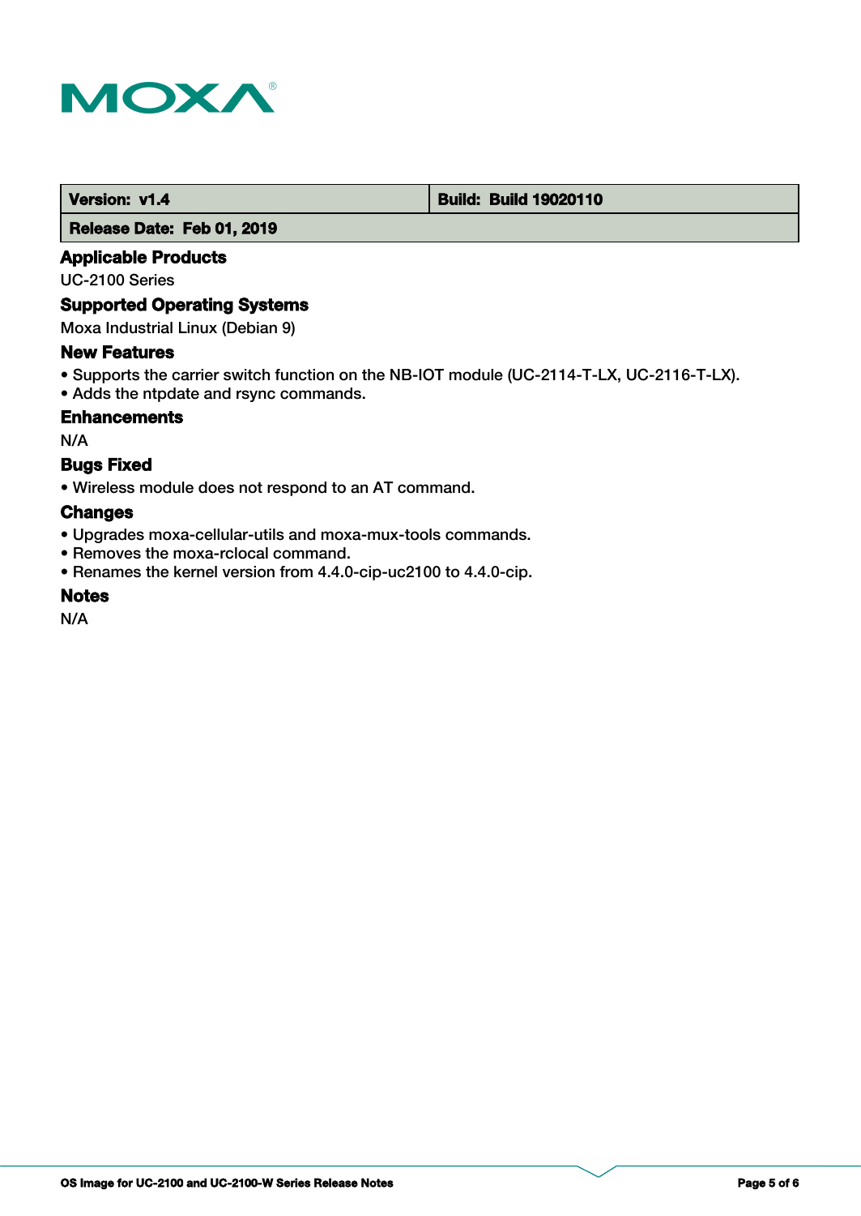| Version: v1.4 | Build: Build 19020110 |
| --- | --- |
| Release Date: Feb 01, 2019 | |

### Applicable Products

UC-2100 Series

### Supported Operating Systems

Moxa Industrial Linux (Debian 9)

### New Features

- Supports the carrier switch function on the NB-IOT module (UC-2114-T-LX, UC-2116-T-LX).
- Adds the ntpdate and rsync commands.

### Enhancements

N/A

### Bugs Fixed

- Wireless module does not respond to an AT command.

### Changes

- Upgrades moxa-cellular-utils and moxa-mux-tools commands.
- Removes the moxa-rclocal command.
- Renames the kernel version from 4.4.0-cip-uc2100 to 4.4.0-cip.

### Notes

N/A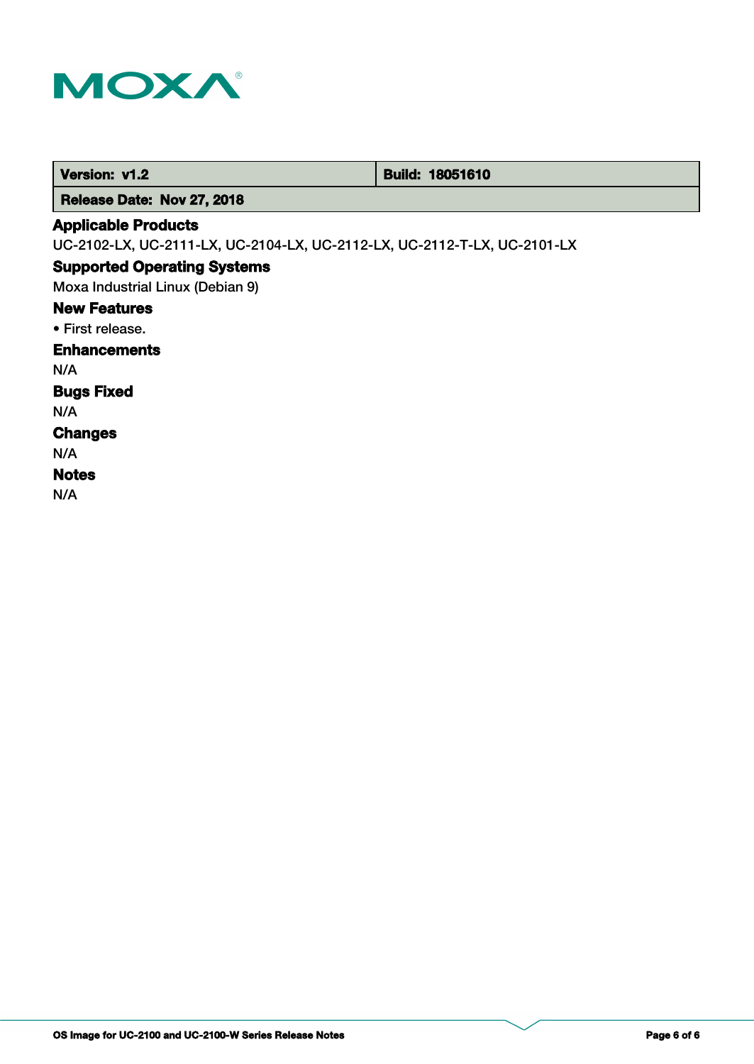| Version: v1.2 | Build: 18051610 |
| --- | --- |
| Release Date: Nov 27, 2018 | |

### Applicable Products

UC-2102-LX, UC-2111-LX, UC-2104-LX, UC-2112-LX, UC-2112-T-LX, UC-2101-LX

### Supported Operating Systems

Moxa Industrial Linux (Debian 9)

### New Features

- First release.

### Enhancements

N/A

### Bugs Fixed

N/A

### Changes

N/A

### Notes

N/A